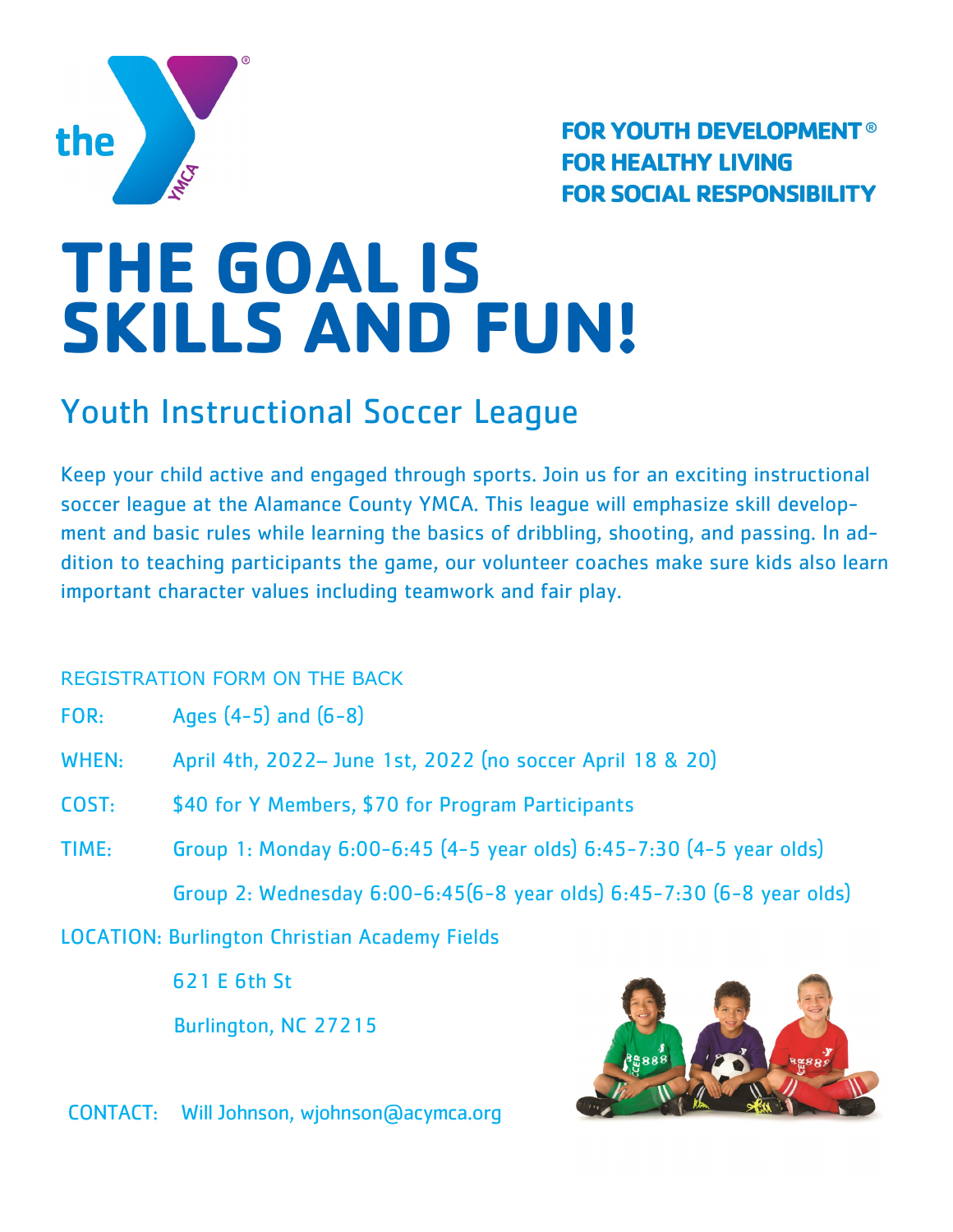the YMCA

**FOR YOUTH DEVELOPMENT®**
**FOR HEALTHY LIVING**
**FOR SOCIAL RESPONSIBILITY**

# THE GOAL IS SKILLS AND FUN!

## Youth Instructional Soccer League

Keep your child active and engaged through sports. Join us for an exciting instructional soccer league at the Alamance County YMCA. This league will emphasize skill development and basic rules while learning the basics of dribbling, shooting, and passing. In addition to teaching participants the game, our volunteer coaches make sure kids also learn important character values including teamwork and fair play.

REGISTRATION FORM ON THE BACK

FOR: Ages (4-5) and (6-8)

WHEN: April 4th, 2022– June 1st, 2022 (no soccer April 18 & 20)

COST: $40 for Y Members, $70 for Program Participants

TIME: Group 1: Monday 6:00-6:45 (4-5 year olds) 6:45-7:30 (4-5 year olds)

Group 2: Wednesday 6:00-6:45(6-8 year olds) 6:45-7:30 (6-8 year olds)

LOCATION: Burlington Christian Academy Fields

621 E 6th St

Burlington, NC 27215

CONTACT: Will Johnson, wjohnson@acymca.org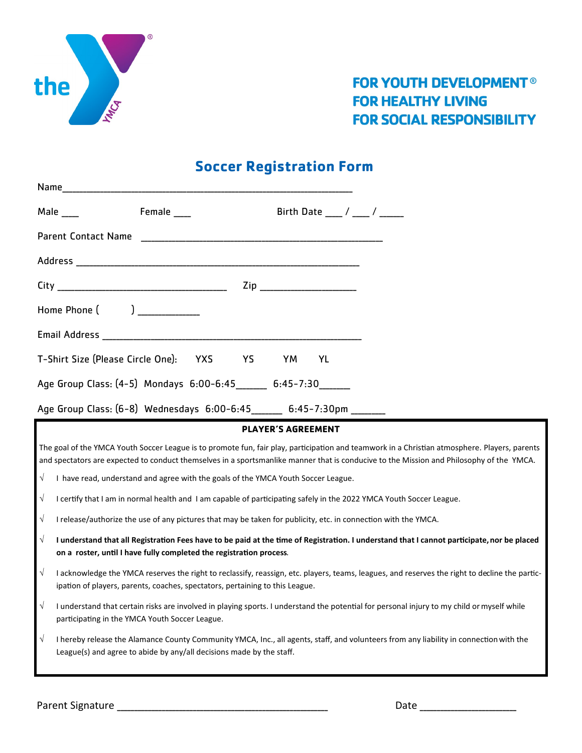FOR YOUTH DEVELOPMENT®
FOR HEALTHY LIVING
FOR SOCIAL RESPONSIBILITY

# Soccer Registration Form

Name_____________________________________________________________

Male ___ Female ___ Birth Date ___ / ___ / _____

Parent Contact Name ____________________________________________________

Address ____________________________________________________________

City __________________________________ Zip ___________________

Home Phone ( ) ____________

Email Address ______________________________________________________

T-Shirt Size (Please Circle One): YXS YS YM YL

Age Group Class: (4-5) Mondays 6:00-6:45______ 6:45-7:30______

Age Group Class: (6-8) Wednesdays 6:00-6:45______ 6:45-7:30pm ______

**PLAYER'S AGREEMENT**

The goal of the YMCA Youth Soccer League is to promote fun, fair play, participation and teamwork in a Christian atmosphere. Players, parents and spectators are expected to conduct themselves in a sportsmanlike manner that is conducive to the Mission and Philosophy of the YMCA.

√ I have read, understand and agree with the goals of the YMCA Youth Soccer League.

√ I certify that I am in normal health and I am capable of participating safely in the 2022 YMCA Youth Soccer League.

√ I release/authorize the use of any pictures that may be taken for publicity, etc. in connection with the YMCA.

√ **I understand that all Registration Fees have to be paid at the time of Registration. I understand that I cannot participate, nor be placed on a roster, until I have fully completed the registration process**.

√ I acknowledge the YMCA reserves the right to reclassify, reassign, etc. players, teams, leagues, and reserves the right to decline the participation of players, parents, coaches, spectators, pertaining to this League.

√ I understand that certain risks are involved in playing sports. I understand the potential for personal injury to my child or myself while participating in the YMCA Youth Soccer League.

√ I hereby release the Alamance County Community YMCA, Inc., all agents, staff, and volunteers from any liability in connection with the League(s) and agree to abide by any/all decisions made by the staff.

Parent Signature _______________________________________ Date __________________